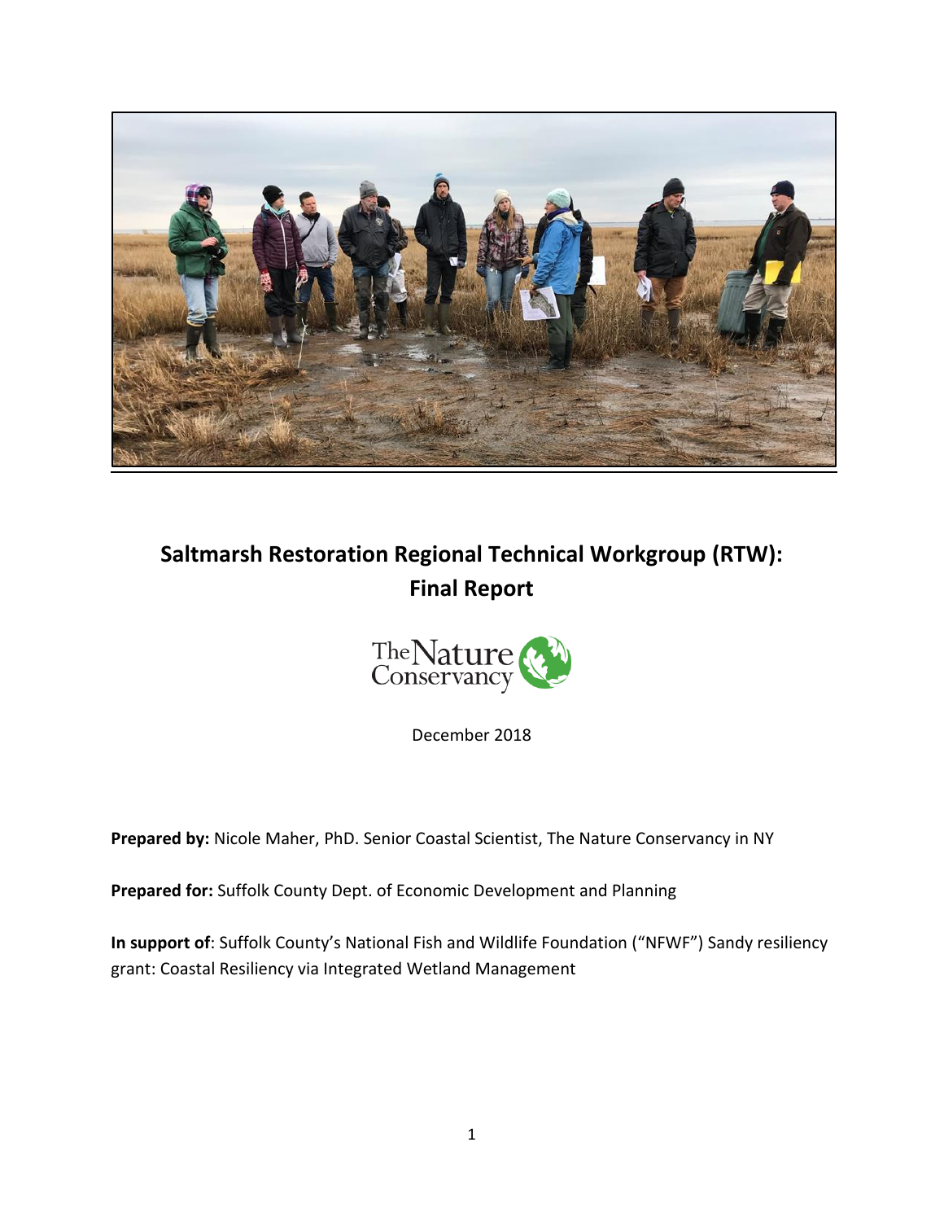# Saltmarsh Restoration Regional Technical Workgroup (RTW): Final Report

The Nature Conservancy

December 2018

**Prepared by:** Nicole Maher, PhD. Senior Coastal Scientist, The Nature Conservancy in NY

**Prepared for:** Suffolk County Dept. of Economic Development and Planning

**In support of**: Suffolk County's National Fish and Wildlife Foundation ("NFWF") Sandy resiliency grant: Coastal Resiliency via Integrated Wetland Management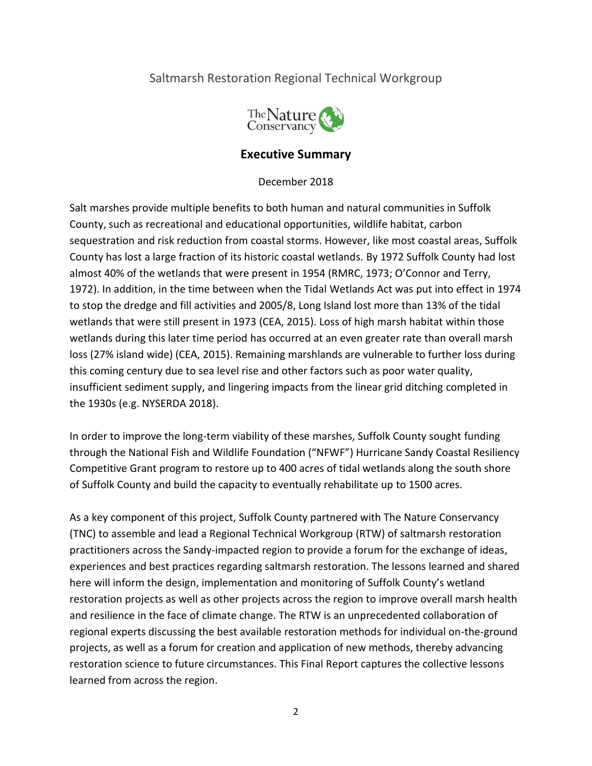Saltmarsh Restoration Regional Technical Workgroup

## Executive Summary

December 2018

Salt marshes provide multiple benefits to both human and natural communities in Suffolk County, such as recreational and educational opportunities, wildlife habitat, carbon sequestration and risk reduction from coastal storms. However, like most coastal areas, Suffolk County has lost a large fraction of its historic coastal wetlands. By 1972 Suffolk County had lost almost 40% of the wetlands that were present in 1954 (RMRC, 1973; O'Connor and Terry, 1972). In addition, in the time between when the Tidal Wetlands Act was put into effect in 1974 to stop the dredge and fill activities and 2005/8, Long Island lost more than 13% of the tidal wetlands that were still present in 1973 (CEA, 2015). Loss of high marsh habitat within those wetlands during this later time period has occurred at an even greater rate than overall marsh loss (27% island wide) (CEA, 2015). Remaining marshlands are vulnerable to further loss during this coming century due to sea level rise and other factors such as poor water quality, insufficient sediment supply, and lingering impacts from the linear grid ditching completed in the 1930s (e.g. NYSERDA 2018).

In order to improve the long-term viability of these marshes, Suffolk County sought funding through the National Fish and Wildlife Foundation ("NFWF") Hurricane Sandy Coastal Resiliency Competitive Grant program to restore up to 400 acres of tidal wetlands along the south shore of Suffolk County and build the capacity to eventually rehabilitate up to 1500 acres.

As a key component of this project, Suffolk County partnered with The Nature Conservancy (TNC) to assemble and lead a Regional Technical Workgroup (RTW) of saltmarsh restoration practitioners across the Sandy-impacted region to provide a forum for the exchange of ideas, experiences and best practices regarding saltmarsh restoration. The lessons learned and shared here will inform the design, implementation and monitoring of Suffolk County's wetland restoration projects as well as other projects across the region to improve overall marsh health and resilience in the face of climate change. The RTW is an unprecedented collaboration of regional experts discussing the best available restoration methods for individual on-the-ground projects, as well as a forum for creation and application of new methods, thereby advancing restoration science to future circumstances. This Final Report captures the collective lessons learned from across the region.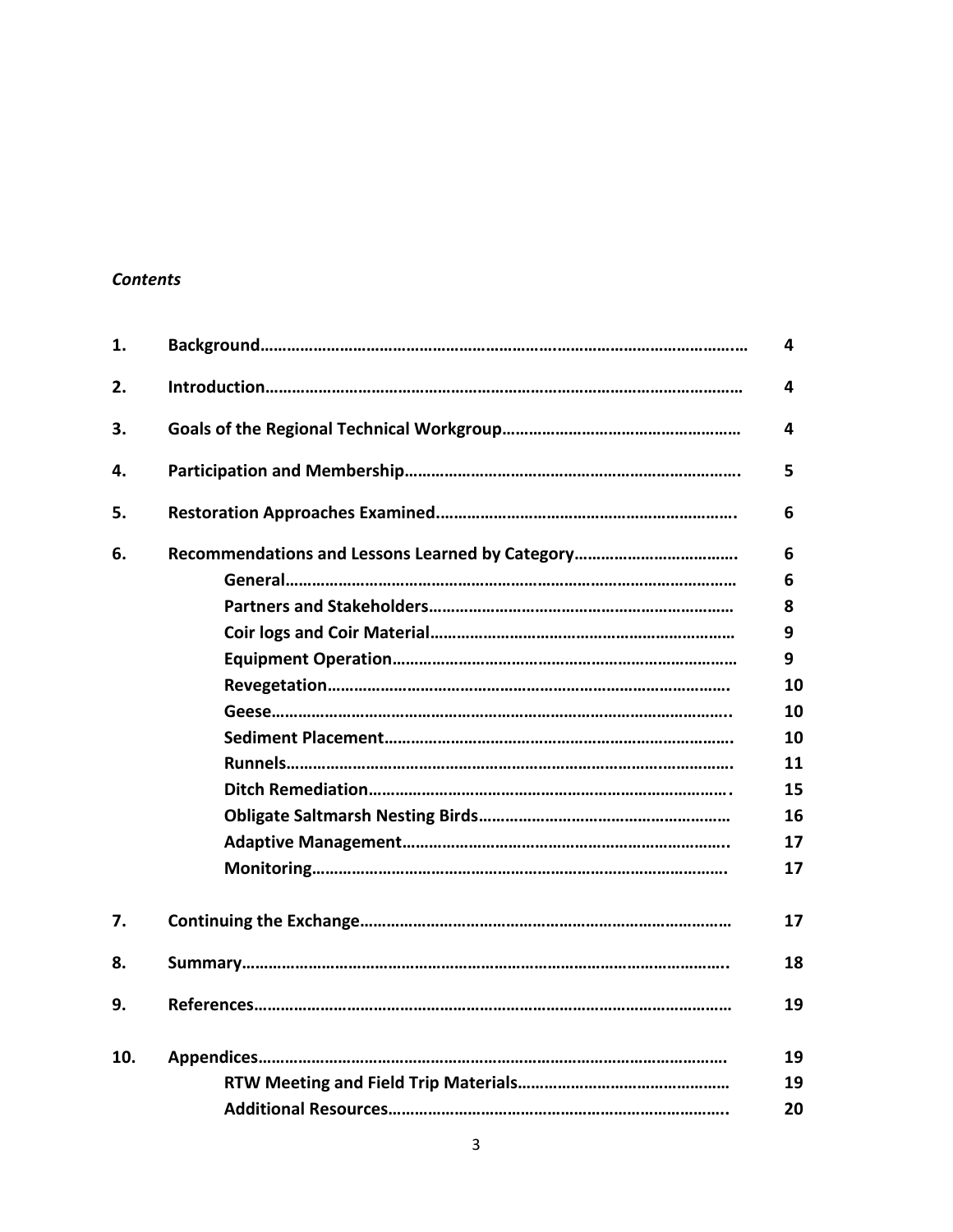*Contents*

| | | |
|---|---|---|
| **1.** | **Background……………………………………………………………………………………………** | **4** |
| **2.** | **Introduction…………………………………………………………………………………………** | **4** |
| **3.** | **Goals of the Regional Technical Workgroup………………………………………………** | **4** |
| **4.** | **Participation and Membership…………………………………………………………………..** | **5** |
| **5.** | **Restoration Approaches Examined………………………………………………………….** | **6** |
| **6.** | **Recommendations and Lessons Learned by Category……………………………….** | **6** |
| | **General…………………………………………………………………………………………** | **6** |
| | **Partners and Stakeholders……………………………………………………………** | **8** |
| | **Coir logs and Coir Material……………………………………………………………** | **9** |
| | **Equipment Operation……………………………………………………………………** | **9** |
| | **Revegetation……………………………………………………………………………….** | **10** |
| | **Geese……………………………………………………………………………………………..** | **10** |
| | **Sediment Placement…………………………………………………………………….** | **10** |
| | **Runnels…………………………………………………………………………………………** | **11** |
| | **Ditch Remediation……………………………………………………………………….** | **15** |
| | **Obligate Saltmarsh Nesting Birds…………………………………………………** | **16** |
| | **Adaptive Management………………………………………………………………..** | **17** |
| | **Monitoring……………………………………………………………………………….** | **17** |
| **7.** | **Continuing the Exchange…………………………………………………………………** | **17** |
| **8.** | **Summary……………………………………………………………………………………………..** | **18** |
| **9.** | **References……………………………………………………………………………………………** | **19** |
| **10.** | **Appendices…………………………………………………………………………………………** | **19** |
| | **RTW Meeting and Field Trip Materials…………………………………………** | **19** |
| | **Additional Resources…………………………………………………………………..** | **20** |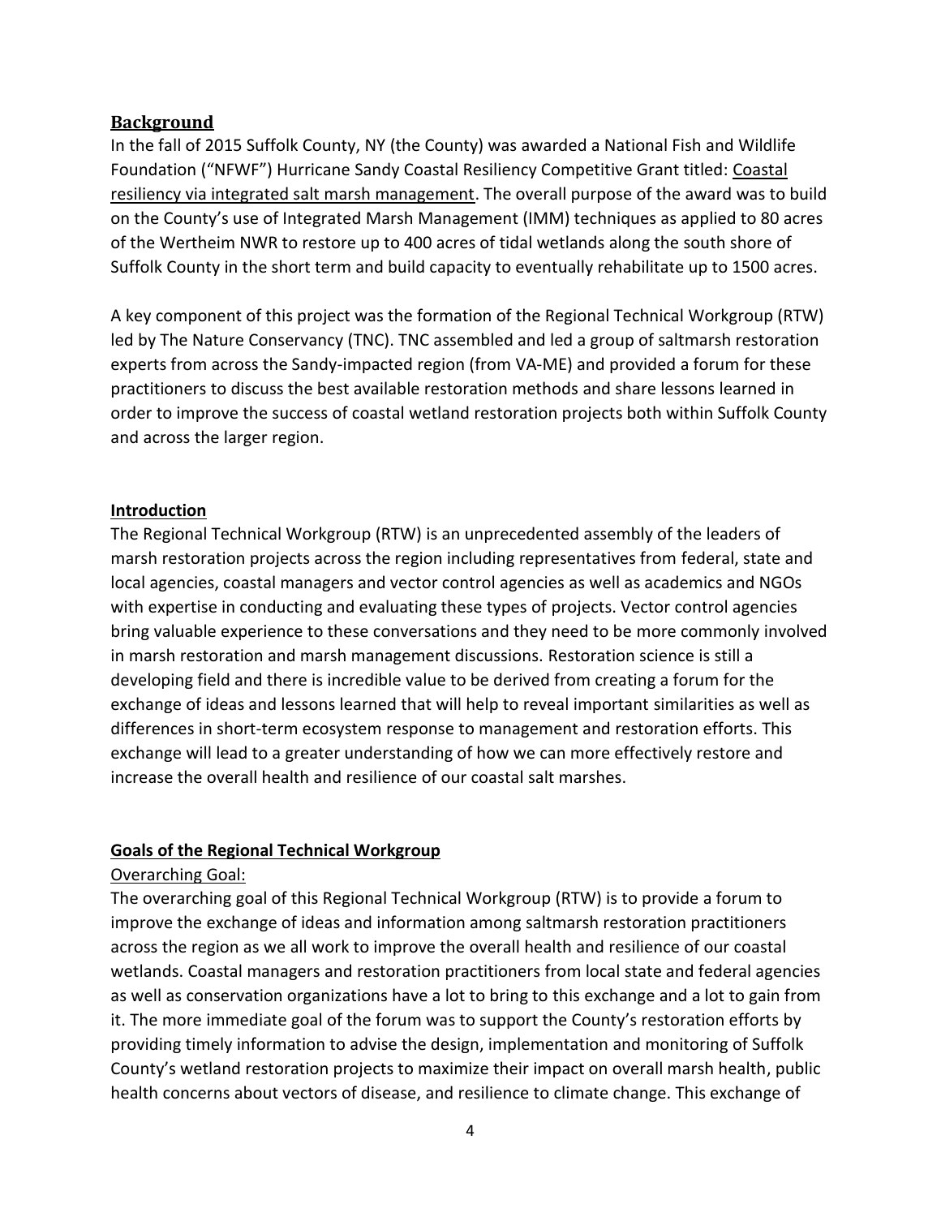## Background

In the fall of 2015 Suffolk County, NY (the County) was awarded a National Fish and Wildlife Foundation ("NFWF") Hurricane Sandy Coastal Resiliency Competitive Grant titled: Coastal resiliency via integrated salt marsh management. The overall purpose of the award was to build on the County's use of Integrated Marsh Management (IMM) techniques as applied to 80 acres of the Wertheim NWR to restore up to 400 acres of tidal wetlands along the south shore of Suffolk County in the short term and build capacity to eventually rehabilitate up to 1500 acres.

A key component of this project was the formation of the Regional Technical Workgroup (RTW) led by The Nature Conservancy (TNC). TNC assembled and led a group of saltmarsh restoration experts from across the Sandy-impacted region (from VA-ME) and provided a forum for these practitioners to discuss the best available restoration methods and share lessons learned in order to improve the success of coastal wetland restoration projects both within Suffolk County and across the larger region.

## Introduction

The Regional Technical Workgroup (RTW) is an unprecedented assembly of the leaders of marsh restoration projects across the region including representatives from federal, state and local agencies, coastal managers and vector control agencies as well as academics and NGOs with expertise in conducting and evaluating these types of projects. Vector control agencies bring valuable experience to these conversations and they need to be more commonly involved in marsh restoration and marsh management discussions. Restoration science is still a developing field and there is incredible value to be derived from creating a forum for the exchange of ideas and lessons learned that will help to reveal important similarities as well as differences in short-term ecosystem response to management and restoration efforts. This exchange will lead to a greater understanding of how we can more effectively restore and increase the overall health and resilience of our coastal salt marshes.

## Goals of the Regional Technical Workgroup

### Overarching Goal:

The overarching goal of this Regional Technical Workgroup (RTW) is to provide a forum to improve the exchange of ideas and information among saltmarsh restoration practitioners across the region as we all work to improve the overall health and resilience of our coastal wetlands. Coastal managers and restoration practitioners from local state and federal agencies as well as conservation organizations have a lot to bring to this exchange and a lot to gain from it. The more immediate goal of the forum was to support the County's restoration efforts by providing timely information to advise the design, implementation and monitoring of Suffolk County's wetland restoration projects to maximize their impact on overall marsh health, public health concerns about vectors of disease, and resilience to climate change. This exchange of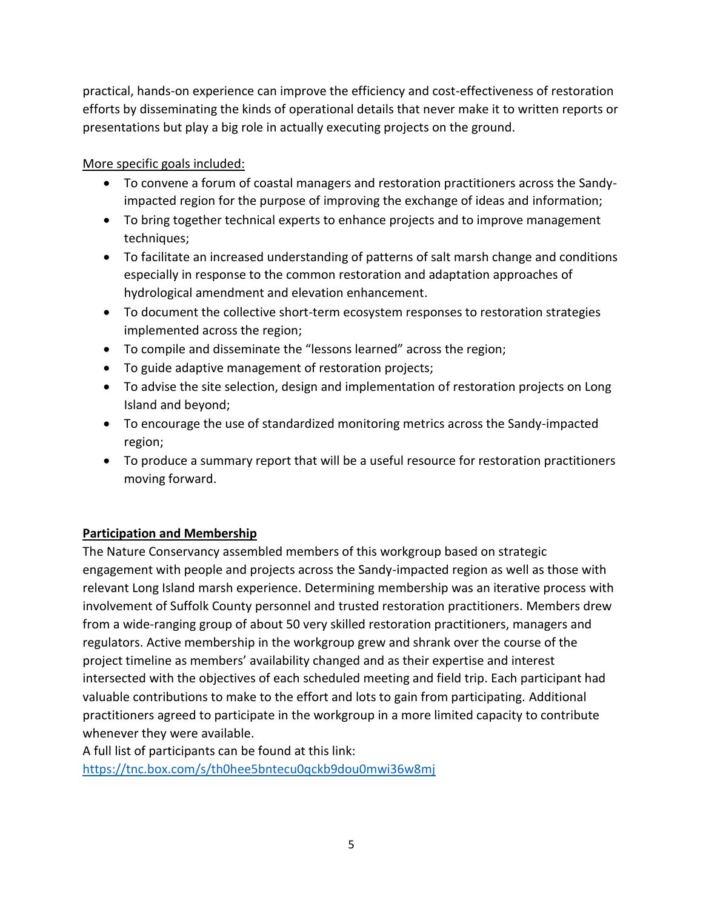practical, hands-on experience can improve the efficiency and cost-effectiveness of restoration efforts by disseminating the kinds of operational details that never make it to written reports or presentations but play a big role in actually executing projects on the ground.

More specific goals included:

- To convene a forum of coastal managers and restoration practitioners across the Sandy-impacted region for the purpose of improving the exchange of ideas and information;
- To bring together technical experts to enhance projects and to improve management techniques;
- To facilitate an increased understanding of patterns of salt marsh change and conditions especially in response to the common restoration and adaptation approaches of hydrological amendment and elevation enhancement.
- To document the collective short-term ecosystem responses to restoration strategies implemented across the region;
- To compile and disseminate the "lessons learned" across the region;
- To guide adaptive management of restoration projects;
- To advise the site selection, design and implementation of restoration projects on Long Island and beyond;
- To encourage the use of standardized monitoring metrics across the Sandy-impacted region;
- To produce a summary report that will be a useful resource for restoration practitioners moving forward.

## Participation and Membership

The Nature Conservancy assembled members of this workgroup based on strategic engagement with people and projects across the Sandy-impacted region as well as those with relevant Long Island marsh experience. Determining membership was an iterative process with involvement of Suffolk County personnel and trusted restoration practitioners. Members drew from a wide-ranging group of about 50 very skilled restoration practitioners, managers and regulators. Active membership in the workgroup grew and shrank over the course of the project timeline as members' availability changed and as their expertise and interest intersected with the objectives of each scheduled meeting and field trip. Each participant had valuable contributions to make to the effort and lots to gain from participating. Additional practitioners agreed to participate in the workgroup in a more limited capacity to contribute whenever they were available.

A full list of participants can be found at this link: https://tnc.box.com/s/th0hee5bntecu0qckb9dou0mwi36w8mj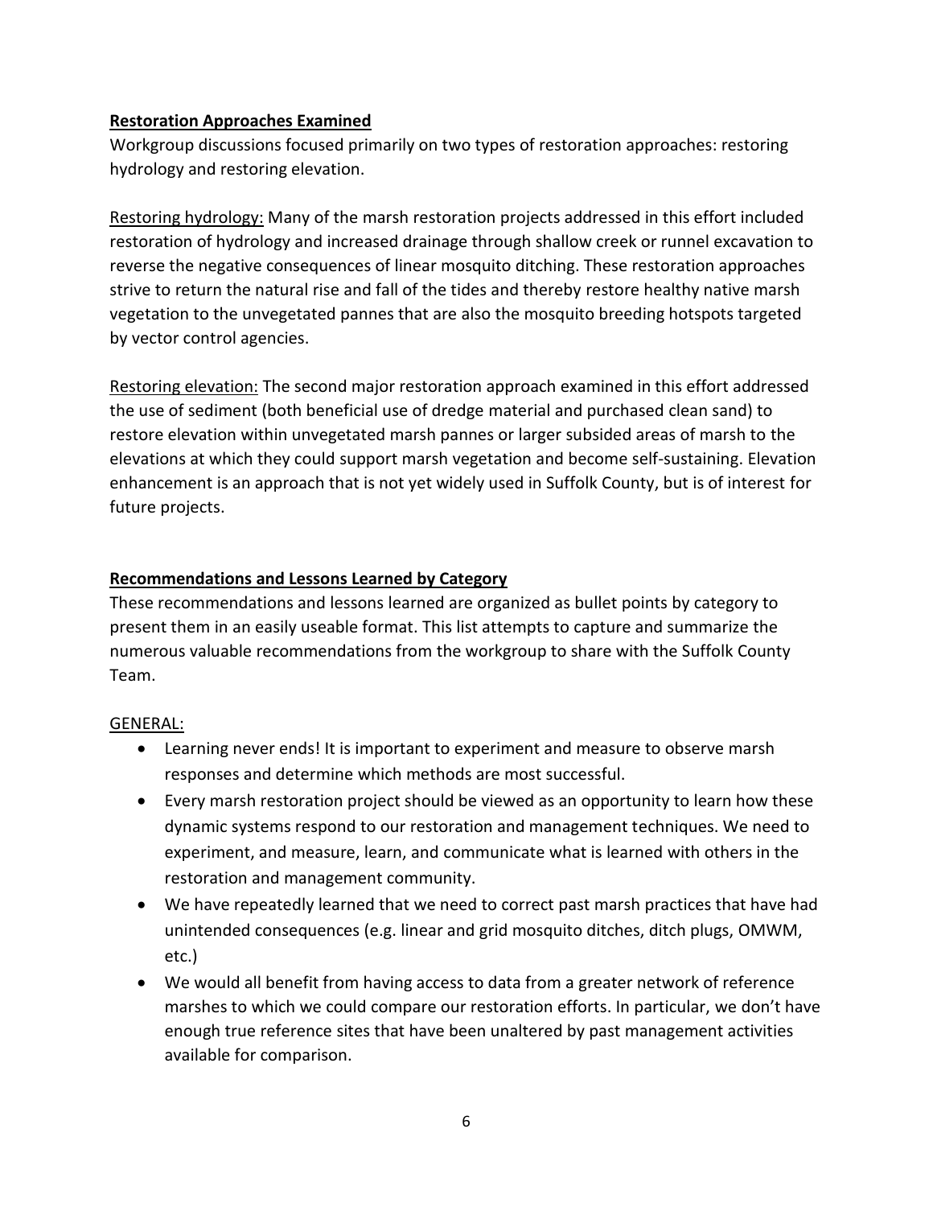## Restoration Approaches Examined

Workgroup discussions focused primarily on two types of restoration approaches: restoring hydrology and restoring elevation.

Restoring hydrology: Many of the marsh restoration projects addressed in this effort included restoration of hydrology and increased drainage through shallow creek or runnel excavation to reverse the negative consequences of linear mosquito ditching. These restoration approaches strive to return the natural rise and fall of the tides and thereby restore healthy native marsh vegetation to the unvegetated pannes that are also the mosquito breeding hotspots targeted by vector control agencies.

Restoring elevation: The second major restoration approach examined in this effort addressed the use of sediment (both beneficial use of dredge material and purchased clean sand) to restore elevation within unvegetated marsh pannes or larger subsided areas of marsh to the elevations at which they could support marsh vegetation and become self-sustaining. Elevation enhancement is an approach that is not yet widely used in Suffolk County, but is of interest for future projects.

## Recommendations and Lessons Learned by Category

These recommendations and lessons learned are organized as bullet points by category to present them in an easily useable format. This list attempts to capture and summarize the numerous valuable recommendations from the workgroup to share with the Suffolk County Team.

### GENERAL:

- Learning never ends! It is important to experiment and measure to observe marsh responses and determine which methods are most successful.
- Every marsh restoration project should be viewed as an opportunity to learn how these dynamic systems respond to our restoration and management techniques. We need to experiment, and measure, learn, and communicate what is learned with others in the restoration and management community.
- We have repeatedly learned that we need to correct past marsh practices that have had unintended consequences (e.g. linear and grid mosquito ditches, ditch plugs, OMWM, etc.)
- We would all benefit from having access to data from a greater network of reference marshes to which we could compare our restoration efforts. In particular, we don't have enough true reference sites that have been unaltered by past management activities available for comparison.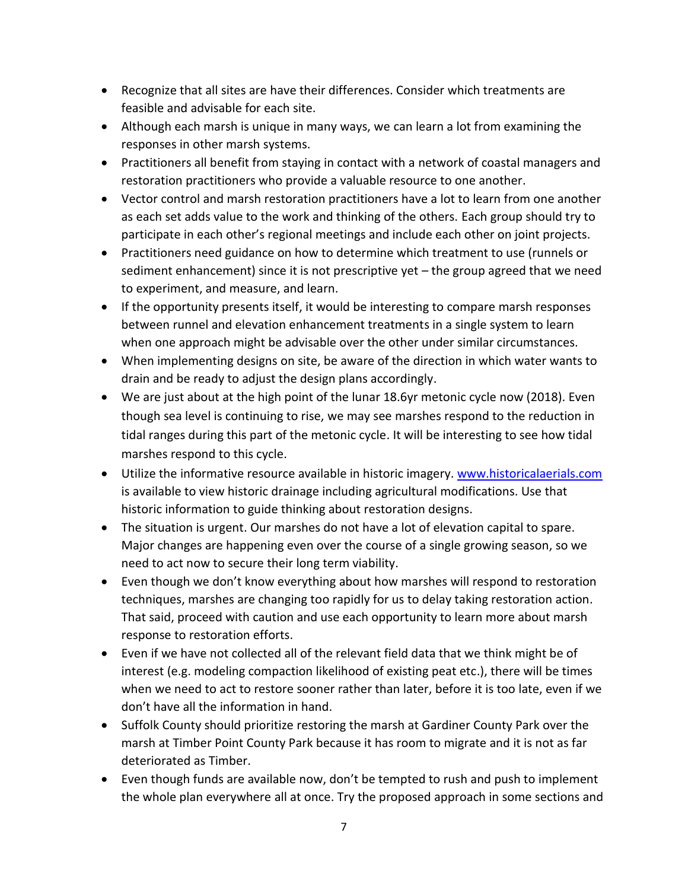- Recognize that all sites are have their differences. Consider which treatments are feasible and advisable for each site.
- Although each marsh is unique in many ways, we can learn a lot from examining the responses in other marsh systems.
- Practitioners all benefit from staying in contact with a network of coastal managers and restoration practitioners who provide a valuable resource to one another.
- Vector control and marsh restoration practitioners have a lot to learn from one another as each set adds value to the work and thinking of the others. Each group should try to participate in each other's regional meetings and include each other on joint projects.
- Practitioners need guidance on how to determine which treatment to use (runnels or sediment enhancement) since it is not prescriptive yet – the group agreed that we need to experiment, and measure, and learn.
- If the opportunity presents itself, it would be interesting to compare marsh responses between runnel and elevation enhancement treatments in a single system to learn when one approach might be advisable over the other under similar circumstances.
- When implementing designs on site, be aware of the direction in which water wants to drain and be ready to adjust the design plans accordingly.
- We are just about at the high point of the lunar 18.6yr metonic cycle now (2018). Even though sea level is continuing to rise, we may see marshes respond to the reduction in tidal ranges during this part of the metonic cycle. It will be interesting to see how tidal marshes respond to this cycle.
- Utilize the informative resource available in historic imagery. [www.historicalaerials.com](http://www.historicalaerials.com) is available to view historic drainage including agricultural modifications. Use that historic information to guide thinking about restoration designs.
- The situation is urgent. Our marshes do not have a lot of elevation capital to spare. Major changes are happening even over the course of a single growing season, so we need to act now to secure their long term viability.
- Even though we don't know everything about how marshes will respond to restoration techniques, marshes are changing too rapidly for us to delay taking restoration action. That said, proceed with caution and use each opportunity to learn more about marsh response to restoration efforts.
- Even if we have not collected all of the relevant field data that we think might be of interest (e.g. modeling compaction likelihood of existing peat etc.), there will be times when we need to act to restore sooner rather than later, before it is too late, even if we don't have all the information in hand.
- Suffolk County should prioritize restoring the marsh at Gardiner County Park over the marsh at Timber Point County Park because it has room to migrate and it is not as far deteriorated as Timber.
- Even though funds are available now, don't be tempted to rush and push to implement the whole plan everywhere all at once. Try the proposed approach in some sections and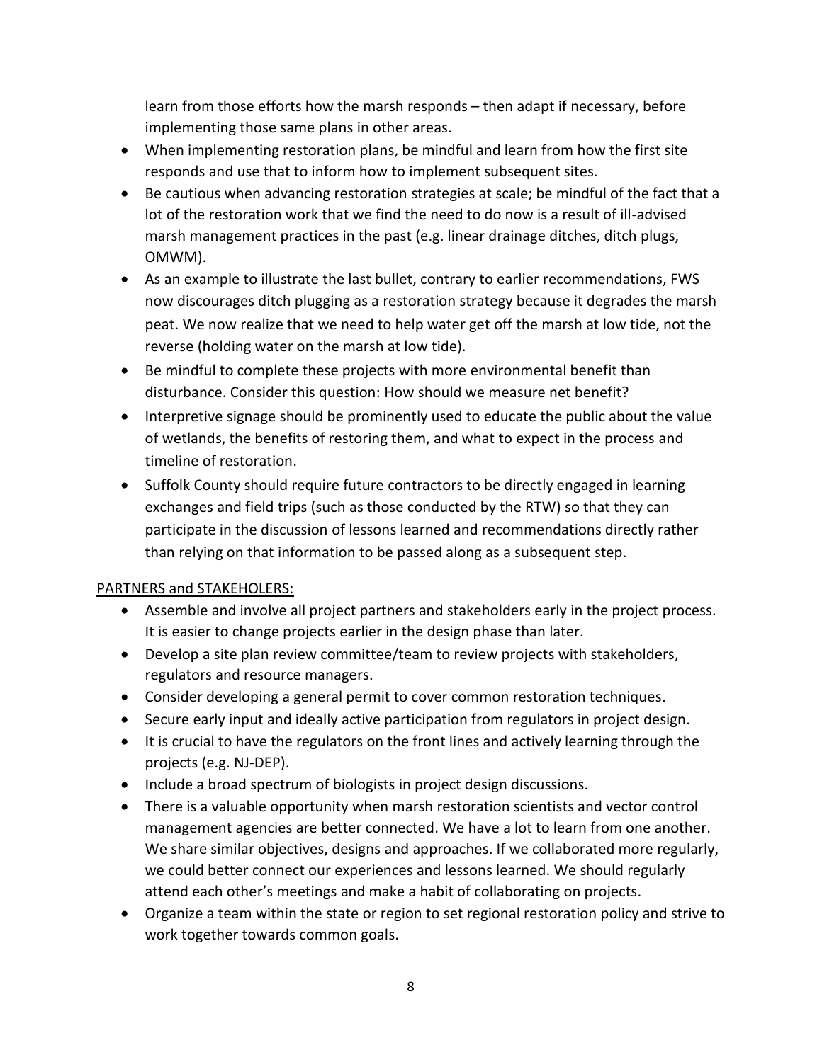learn from those efforts how the marsh responds – then adapt if necessary, before implementing those same plans in other areas.

- When implementing restoration plans, be mindful and learn from how the first site responds and use that to inform how to implement subsequent sites.
- Be cautious when advancing restoration strategies at scale; be mindful of the fact that a lot of the restoration work that we find the need to do now is a result of ill-advised marsh management practices in the past (e.g. linear drainage ditches, ditch plugs, OMWM).
- As an example to illustrate the last bullet, contrary to earlier recommendations, FWS now discourages ditch plugging as a restoration strategy because it degrades the marsh peat. We now realize that we need to help water get off the marsh at low tide, not the reverse (holding water on the marsh at low tide).
- Be mindful to complete these projects with more environmental benefit than disturbance. Consider this question: How should we measure net benefit?
- Interpretive signage should be prominently used to educate the public about the value of wetlands, the benefits of restoring them, and what to expect in the process and timeline of restoration.
- Suffolk County should require future contractors to be directly engaged in learning exchanges and field trips (such as those conducted by the RTW) so that they can participate in the discussion of lessons learned and recommendations directly rather than relying on that information to be passed along as a subsequent step.

<u>PARTNERS and STAKEHOLERS:</u>

- Assemble and involve all project partners and stakeholders early in the project process. It is easier to change projects earlier in the design phase than later.
- Develop a site plan review committee/team to review projects with stakeholders, regulators and resource managers.
- Consider developing a general permit to cover common restoration techniques.
- Secure early input and ideally active participation from regulators in project design.
- It is crucial to have the regulators on the front lines and actively learning through the projects (e.g. NJ-DEP).
- Include a broad spectrum of biologists in project design discussions.
- There is a valuable opportunity when marsh restoration scientists and vector control management agencies are better connected. We have a lot to learn from one another. We share similar objectives, designs and approaches. If we collaborated more regularly, we could better connect our experiences and lessons learned. We should regularly attend each other's meetings and make a habit of collaborating on projects.
- Organize a team within the state or region to set regional restoration policy and strive to work together towards common goals.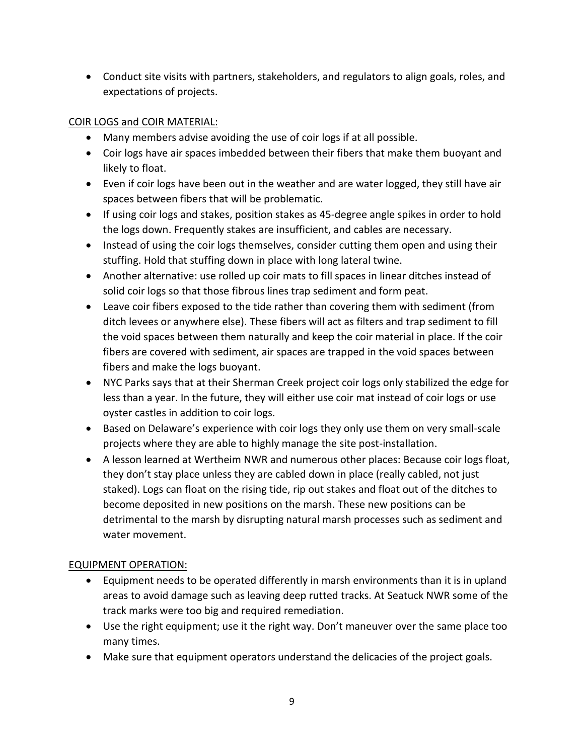- Conduct site visits with partners, stakeholders, and regulators to align goals, roles, and expectations of projects.

<u>COIR LOGS and COIR MATERIAL:</u>

- Many members advise avoiding the use of coir logs if at all possible.
- Coir logs have air spaces imbedded between their fibers that make them buoyant and likely to float.
- Even if coir logs have been out in the weather and are water logged, they still have air spaces between fibers that will be problematic.
- If using coir logs and stakes, position stakes as 45-degree angle spikes in order to hold the logs down. Frequently stakes are insufficient, and cables are necessary.
- Instead of using the coir logs themselves, consider cutting them open and using their stuffing. Hold that stuffing down in place with long lateral twine.
- Another alternative: use rolled up coir mats to fill spaces in linear ditches instead of solid coir logs so that those fibrous lines trap sediment and form peat.
- Leave coir fibers exposed to the tide rather than covering them with sediment (from ditch levees or anywhere else). These fibers will act as filters and trap sediment to fill the void spaces between them naturally and keep the coir material in place. If the coir fibers are covered with sediment, air spaces are trapped in the void spaces between fibers and make the logs buoyant.
- NYC Parks says that at their Sherman Creek project coir logs only stabilized the edge for less than a year. In the future, they will either use coir mat instead of coir logs or use oyster castles in addition to coir logs.
- Based on Delaware's experience with coir logs they only use them on very small-scale projects where they are able to highly manage the site post-installation.
- A lesson learned at Wertheim NWR and numerous other places: Because coir logs float, they don't stay place unless they are cabled down in place (really cabled, not just staked). Logs can float on the rising tide, rip out stakes and float out of the ditches to become deposited in new positions on the marsh. These new positions can be detrimental to the marsh by disrupting natural marsh processes such as sediment and water movement.

<u>EQUIPMENT OPERATION:</u>

- Equipment needs to be operated differently in marsh environments than it is in upland areas to avoid damage such as leaving deep rutted tracks. At Seatuck NWR some of the track marks were too big and required remediation.
- Use the right equipment; use it the right way. Don't maneuver over the same place too many times.
- Make sure that equipment operators understand the delicacies of the project goals.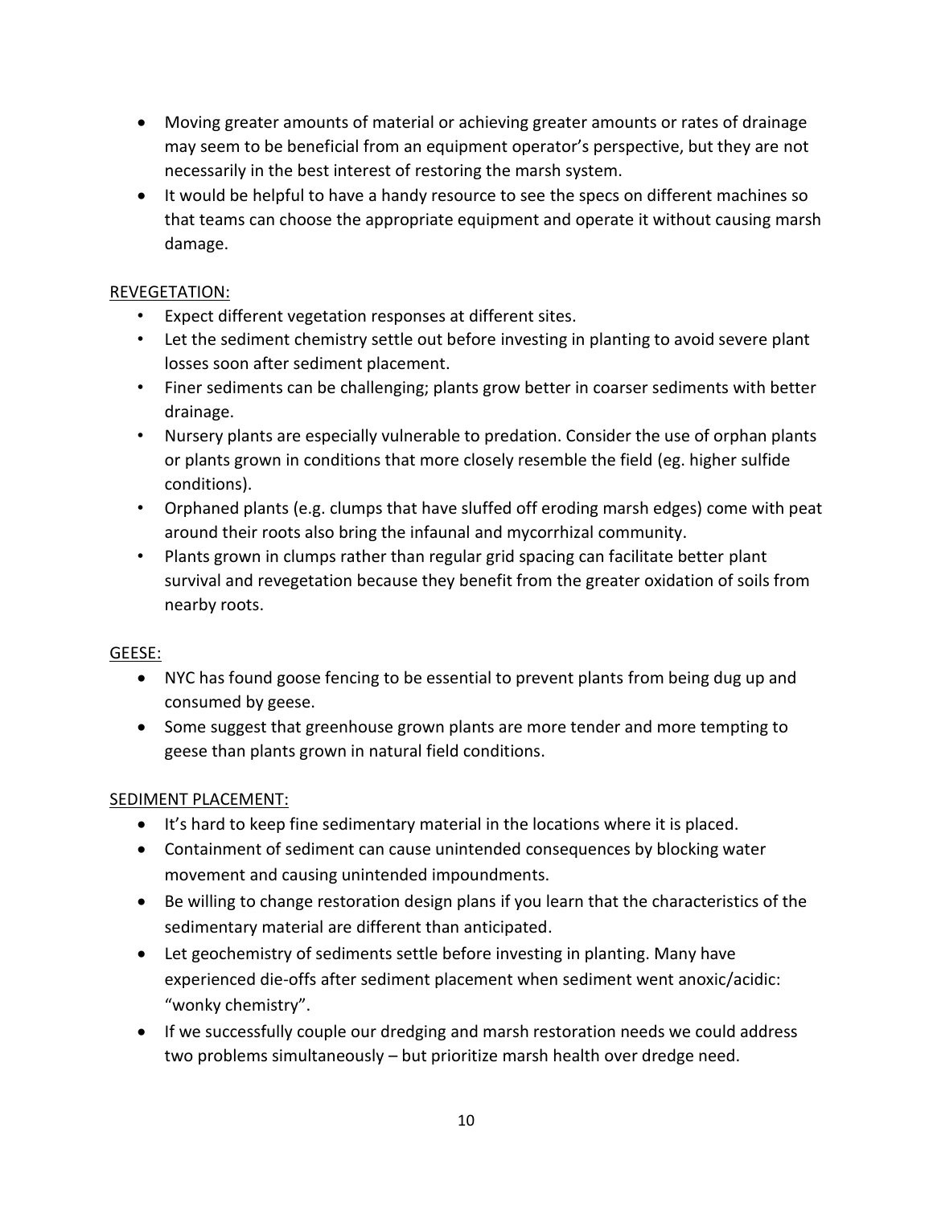- Moving greater amounts of material or achieving greater amounts or rates of drainage may seem to be beneficial from an equipment operator's perspective, but they are not necessarily in the best interest of restoring the marsh system.
- It would be helpful to have a handy resource to see the specs on different machines so that teams can choose the appropriate equipment and operate it without causing marsh damage.

<u>REVEGETATION:</u>

- Expect different vegetation responses at different sites.
- Let the sediment chemistry settle out before investing in planting to avoid severe plant losses soon after sediment placement.
- Finer sediments can be challenging; plants grow better in coarser sediments with better drainage.
- Nursery plants are especially vulnerable to predation. Consider the use of orphan plants or plants grown in conditions that more closely resemble the field (eg. higher sulfide conditions).
- Orphaned plants (e.g. clumps that have sluffed off eroding marsh edges) come with peat around their roots also bring the infaunal and mycorrhizal community.
- Plants grown in clumps rather than regular grid spacing can facilitate better plant survival and revegetation because they benefit from the greater oxidation of soils from nearby roots.

<u>GEESE:</u>

- NYC has found goose fencing to be essential to prevent plants from being dug up and consumed by geese.
- Some suggest that greenhouse grown plants are more tender and more tempting to geese than plants grown in natural field conditions.

<u>SEDIMENT PLACEMENT:</u>

- It's hard to keep fine sedimentary material in the locations where it is placed.
- Containment of sediment can cause unintended consequences by blocking water movement and causing unintended impoundments.
- Be willing to change restoration design plans if you learn that the characteristics of the sedimentary material are different than anticipated.
- Let geochemistry of sediments settle before investing in planting. Many have experienced die-offs after sediment placement when sediment went anoxic/acidic: "wonky chemistry".
- If we successfully couple our dredging and marsh restoration needs we could address two problems simultaneously – but prioritize marsh health over dredge need.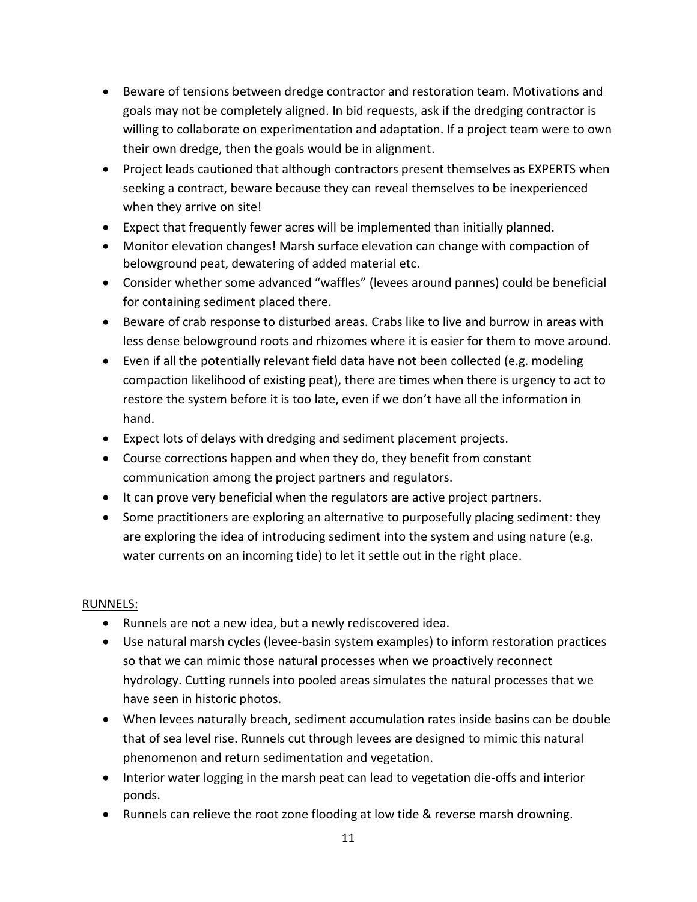- Beware of tensions between dredge contractor and restoration team. Motivations and goals may not be completely aligned. In bid requests, ask if the dredging contractor is willing to collaborate on experimentation and adaptation. If a project team were to own their own dredge, then the goals would be in alignment.
- Project leads cautioned that although contractors present themselves as EXPERTS when seeking a contract, beware because they can reveal themselves to be inexperienced when they arrive on site!
- Expect that frequently fewer acres will be implemented than initially planned.
- Monitor elevation changes! Marsh surface elevation can change with compaction of belowground peat, dewatering of added material etc.
- Consider whether some advanced "waffles" (levees around pannes) could be beneficial for containing sediment placed there.
- Beware of crab response to disturbed areas. Crabs like to live and burrow in areas with less dense belowground roots and rhizomes where it is easier for them to move around.
- Even if all the potentially relevant field data have not been collected (e.g. modeling compaction likelihood of existing peat), there are times when there is urgency to act to restore the system before it is too late, even if we don't have all the information in hand.
- Expect lots of delays with dredging and sediment placement projects.
- Course corrections happen and when they do, they benefit from constant communication among the project partners and regulators.
- It can prove very beneficial when the regulators are active project partners.
- Some practitioners are exploring an alternative to purposefully placing sediment: they are exploring the idea of introducing sediment into the system and using nature (e.g. water currents on an incoming tide) to let it settle out in the right place.

<u>RUNNELS:</u>

- Runnels are not a new idea, but a newly rediscovered idea.
- Use natural marsh cycles (levee-basin system examples) to inform restoration practices so that we can mimic those natural processes when we proactively reconnect hydrology. Cutting runnels into pooled areas simulates the natural processes that we have seen in historic photos.
- When levees naturally breach, sediment accumulation rates inside basins can be double that of sea level rise. Runnels cut through levees are designed to mimic this natural phenomenon and return sedimentation and vegetation.
- Interior water logging in the marsh peat can lead to vegetation die-offs and interior ponds.
- Runnels can relieve the root zone flooding at low tide & reverse marsh drowning.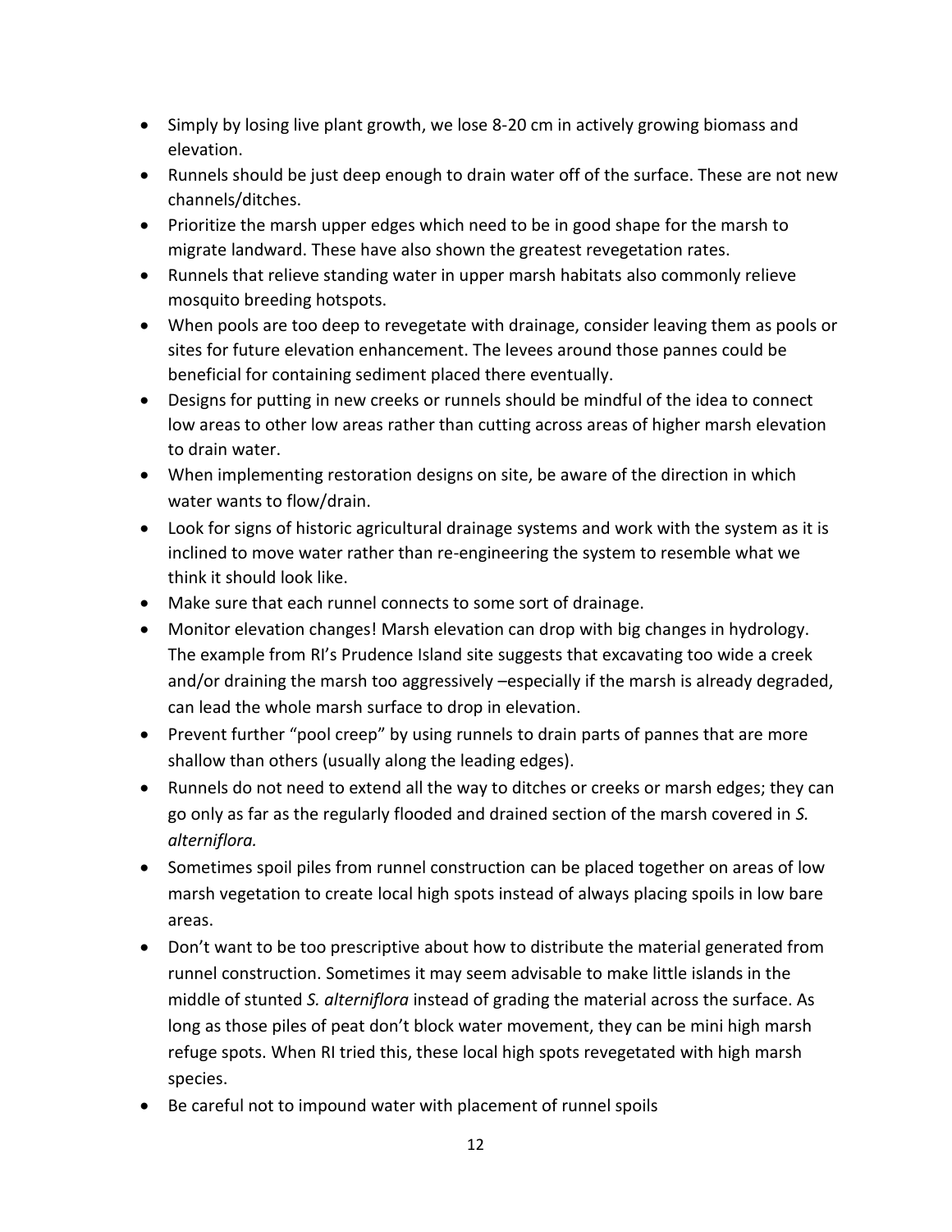- Simply by losing live plant growth, we lose 8-20 cm in actively growing biomass and elevation.
- Runnels should be just deep enough to drain water off of the surface. These are not new channels/ditches.
- Prioritize the marsh upper edges which need to be in good shape for the marsh to migrate landward. These have also shown the greatest revegetation rates.
- Runnels that relieve standing water in upper marsh habitats also commonly relieve mosquito breeding hotspots.
- When pools are too deep to revegetate with drainage, consider leaving them as pools or sites for future elevation enhancement. The levees around those pannes could be beneficial for containing sediment placed there eventually.
- Designs for putting in new creeks or runnels should be mindful of the idea to connect low areas to other low areas rather than cutting across areas of higher marsh elevation to drain water.
- When implementing restoration designs on site, be aware of the direction in which water wants to flow/drain.
- Look for signs of historic agricultural drainage systems and work with the system as it is inclined to move water rather than re-engineering the system to resemble what we think it should look like.
- Make sure that each runnel connects to some sort of drainage.
- Monitor elevation changes! Marsh elevation can drop with big changes in hydrology. The example from RI's Prudence Island site suggests that excavating too wide a creek and/or draining the marsh too aggressively –especially if the marsh is already degraded, can lead the whole marsh surface to drop in elevation.
- Prevent further "pool creep" by using runnels to drain parts of pannes that are more shallow than others (usually along the leading edges).
- Runnels do not need to extend all the way to ditches or creeks or marsh edges; they can go only as far as the regularly flooded and drained section of the marsh covered in *S. alterniflora.*
- Sometimes spoil piles from runnel construction can be placed together on areas of low marsh vegetation to create local high spots instead of always placing spoils in low bare areas.
- Don't want to be too prescriptive about how to distribute the material generated from runnel construction. Sometimes it may seem advisable to make little islands in the middle of stunted *S. alterniflora* instead of grading the material across the surface. As long as those piles of peat don't block water movement, they can be mini high marsh refuge spots. When RI tried this, these local high spots revegetated with high marsh species.
- Be careful not to impound water with placement of runnel spoils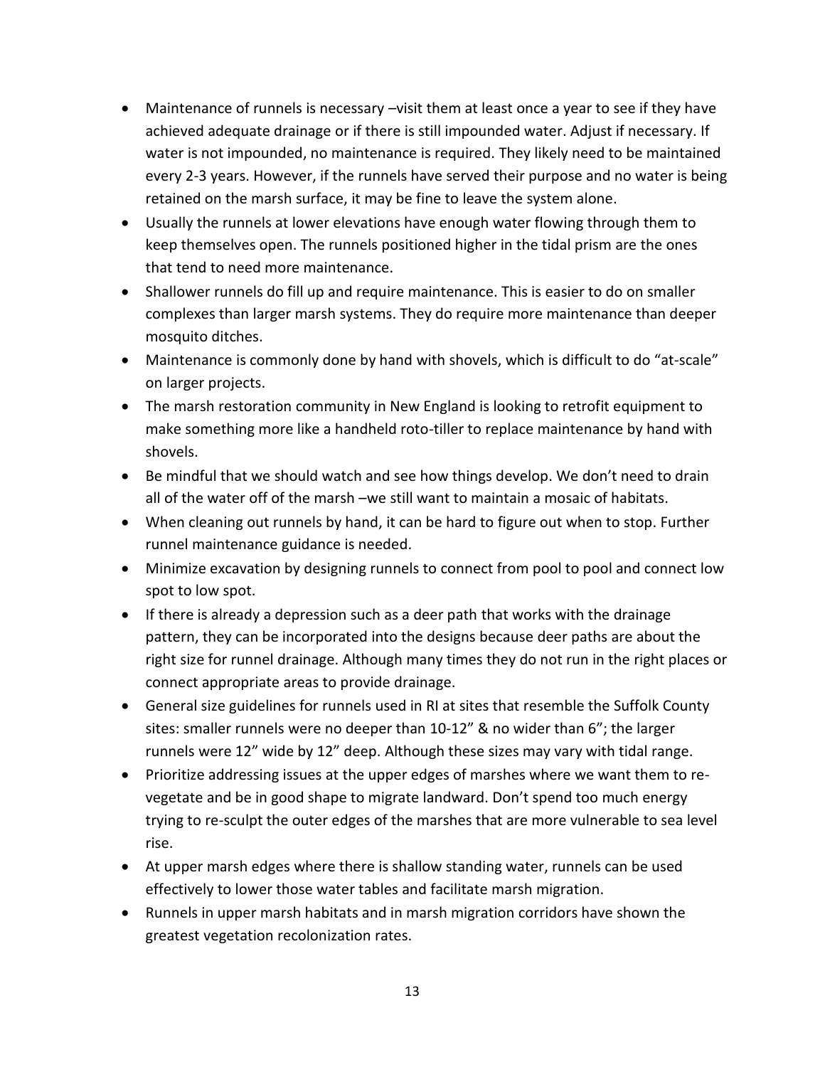- Maintenance of runnels is necessary –visit them at least once a year to see if they have achieved adequate drainage or if there is still impounded water. Adjust if necessary. If water is not impounded, no maintenance is required. They likely need to be maintained every 2-3 years. However, if the runnels have served their purpose and no water is being retained on the marsh surface, it may be fine to leave the system alone.
- Usually the runnels at lower elevations have enough water flowing through them to keep themselves open. The runnels positioned higher in the tidal prism are the ones that tend to need more maintenance.
- Shallower runnels do fill up and require maintenance. This is easier to do on smaller complexes than larger marsh systems. They do require more maintenance than deeper mosquito ditches.
- Maintenance is commonly done by hand with shovels, which is difficult to do "at-scale" on larger projects.
- The marsh restoration community in New England is looking to retrofit equipment to make something more like a handheld roto-tiller to replace maintenance by hand with shovels.
- Be mindful that we should watch and see how things develop. We don't need to drain all of the water off of the marsh –we still want to maintain a mosaic of habitats.
- When cleaning out runnels by hand, it can be hard to figure out when to stop. Further runnel maintenance guidance is needed.
- Minimize excavation by designing runnels to connect from pool to pool and connect low spot to low spot.
- If there is already a depression such as a deer path that works with the drainage pattern, they can be incorporated into the designs because deer paths are about the right size for runnel drainage. Although many times they do not run in the right places or connect appropriate areas to provide drainage.
- General size guidelines for runnels used in RI at sites that resemble the Suffolk County sites: smaller runnels were no deeper than 10-12" & no wider than 6"; the larger runnels were 12" wide by 12" deep. Although these sizes may vary with tidal range.
- Prioritize addressing issues at the upper edges of marshes where we want them to re-vegetate and be in good shape to migrate landward. Don't spend too much energy trying to re-sculpt the outer edges of the marshes that are more vulnerable to sea level rise.
- At upper marsh edges where there is shallow standing water, runnels can be used effectively to lower those water tables and facilitate marsh migration.
- Runnels in upper marsh habitats and in marsh migration corridors have shown the greatest vegetation recolonization rates.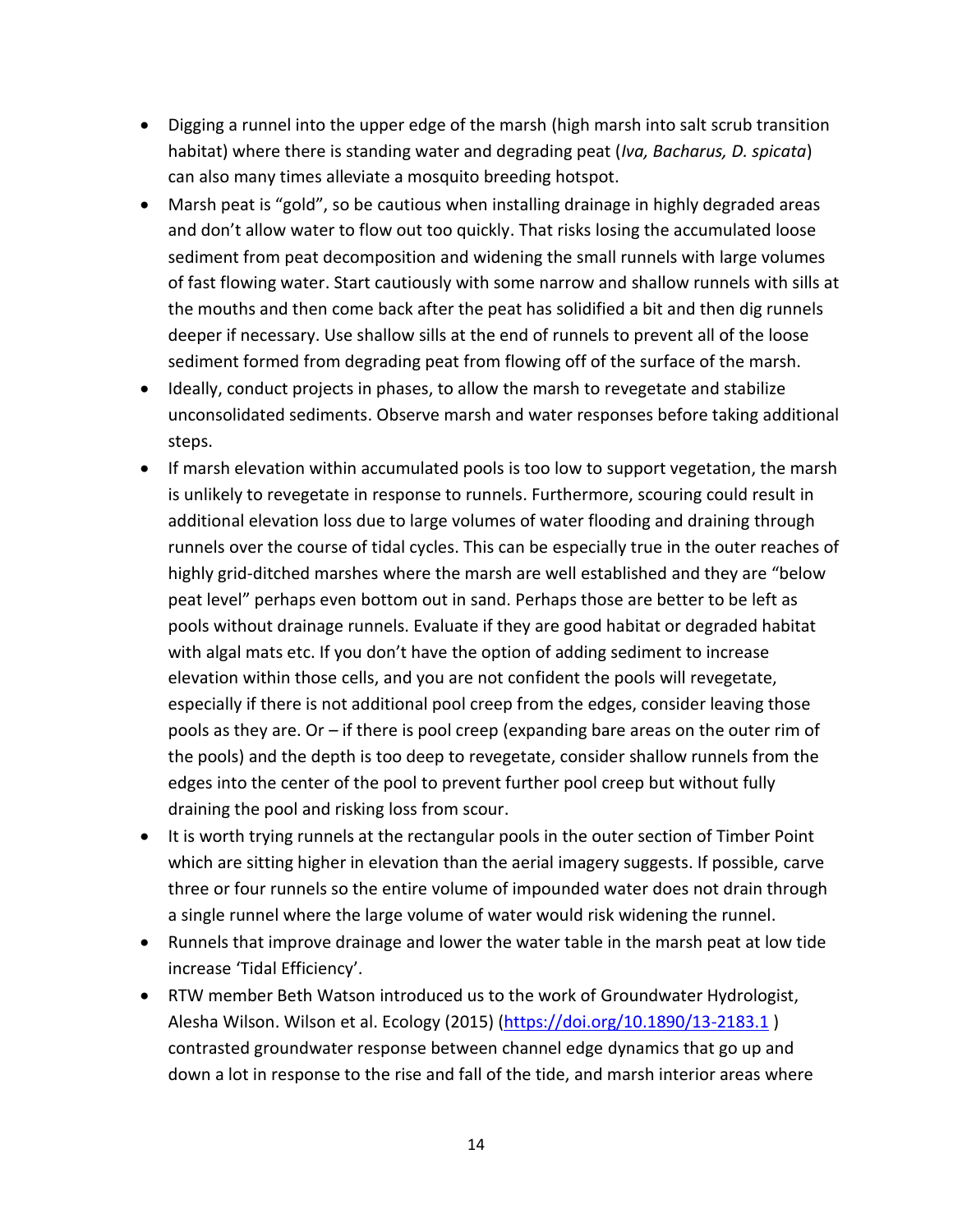- Digging a runnel into the upper edge of the marsh (high marsh into salt scrub transition habitat) where there is standing water and degrading peat (*Iva, Bacharus, D. spicata*) can also many times alleviate a mosquito breeding hotspot.
- Marsh peat is "gold", so be cautious when installing drainage in highly degraded areas and don't allow water to flow out too quickly. That risks losing the accumulated loose sediment from peat decomposition and widening the small runnels with large volumes of fast flowing water. Start cautiously with some narrow and shallow runnels with sills at the mouths and then come back after the peat has solidified a bit and then dig runnels deeper if necessary. Use shallow sills at the end of runnels to prevent all of the loose sediment formed from degrading peat from flowing off of the surface of the marsh.
- Ideally, conduct projects in phases, to allow the marsh to revegetate and stabilize unconsolidated sediments. Observe marsh and water responses before taking additional steps.
- If marsh elevation within accumulated pools is too low to support vegetation, the marsh is unlikely to revegetate in response to runnels. Furthermore, scouring could result in additional elevation loss due to large volumes of water flooding and draining through runnels over the course of tidal cycles. This can be especially true in the outer reaches of highly grid-ditched marshes where the marsh are well established and they are "below peat level" perhaps even bottom out in sand. Perhaps those are better to be left as pools without drainage runnels. Evaluate if they are good habitat or degraded habitat with algal mats etc. If you don't have the option of adding sediment to increase elevation within those cells, and you are not confident the pools will revegetate, especially if there is not additional pool creep from the edges, consider leaving those pools as they are. Or – if there is pool creep (expanding bare areas on the outer rim of the pools) and the depth is too deep to revegetate, consider shallow runnels from the edges into the center of the pool to prevent further pool creep but without fully draining the pool and risking loss from scour.
- It is worth trying runnels at the rectangular pools in the outer section of Timber Point which are sitting higher in elevation than the aerial imagery suggests. If possible, carve three or four runnels so the entire volume of impounded water does not drain through a single runnel where the large volume of water would risk widening the runnel.
- Runnels that improve drainage and lower the water table in the marsh peat at low tide increase 'Tidal Efficiency'.
- RTW member Beth Watson introduced us to the work of Groundwater Hydrologist, Alesha Wilson. Wilson et al. Ecology (2015) ([https://doi.org/10.1890/13-2183.1](https://doi.org/10.1890/13-2183.1) ) contrasted groundwater response between channel edge dynamics that go up and down a lot in response to the rise and fall of the tide, and marsh interior areas where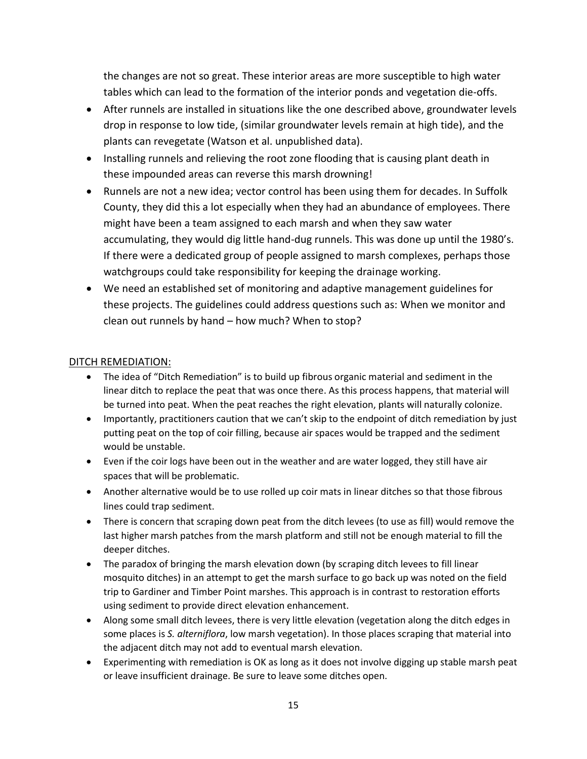the changes are not so great. These interior areas are more susceptible to high water tables which can lead to the formation of the interior ponds and vegetation die-offs.

- After runnels are installed in situations like the one described above, groundwater levels drop in response to low tide, (similar groundwater levels remain at high tide), and the plants can revegetate (Watson et al. unpublished data).
- Installing runnels and relieving the root zone flooding that is causing plant death in these impounded areas can reverse this marsh drowning!
- Runnels are not a new idea; vector control has been using them for decades. In Suffolk County, they did this a lot especially when they had an abundance of employees. There might have been a team assigned to each marsh and when they saw water accumulating, they would dig little hand-dug runnels. This was done up until the 1980's. If there were a dedicated group of people assigned to marsh complexes, perhaps those watchgroups could take responsibility for keeping the drainage working.
- We need an established set of monitoring and adaptive management guidelines for these projects. The guidelines could address questions such as: When we monitor and clean out runnels by hand – how much? When to stop?

<u>DITCH REMEDIATION:</u>

- The idea of "Ditch Remediation" is to build up fibrous organic material and sediment in the linear ditch to replace the peat that was once there. As this process happens, that material will be turned into peat. When the peat reaches the right elevation, plants will naturally colonize.
- Importantly, practitioners caution that we can't skip to the endpoint of ditch remediation by just putting peat on the top of coir filling, because air spaces would be trapped and the sediment would be unstable.
- Even if the coir logs have been out in the weather and are water logged, they still have air spaces that will be problematic.
- Another alternative would be to use rolled up coir mats in linear ditches so that those fibrous lines could trap sediment.
- There is concern that scraping down peat from the ditch levees (to use as fill) would remove the last higher marsh patches from the marsh platform and still not be enough material to fill the deeper ditches.
- The paradox of bringing the marsh elevation down (by scraping ditch levees to fill linear mosquito ditches) in an attempt to get the marsh surface to go back up was noted on the field trip to Gardiner and Timber Point marshes. This approach is in contrast to restoration efforts using sediment to provide direct elevation enhancement.
- Along some small ditch levees, there is very little elevation (vegetation along the ditch edges in some places is *S. alterniflora*, low marsh vegetation). In those places scraping that material into the adjacent ditch may not add to eventual marsh elevation.
- Experimenting with remediation is OK as long as it does not involve digging up stable marsh peat or leave insufficient drainage. Be sure to leave some ditches open.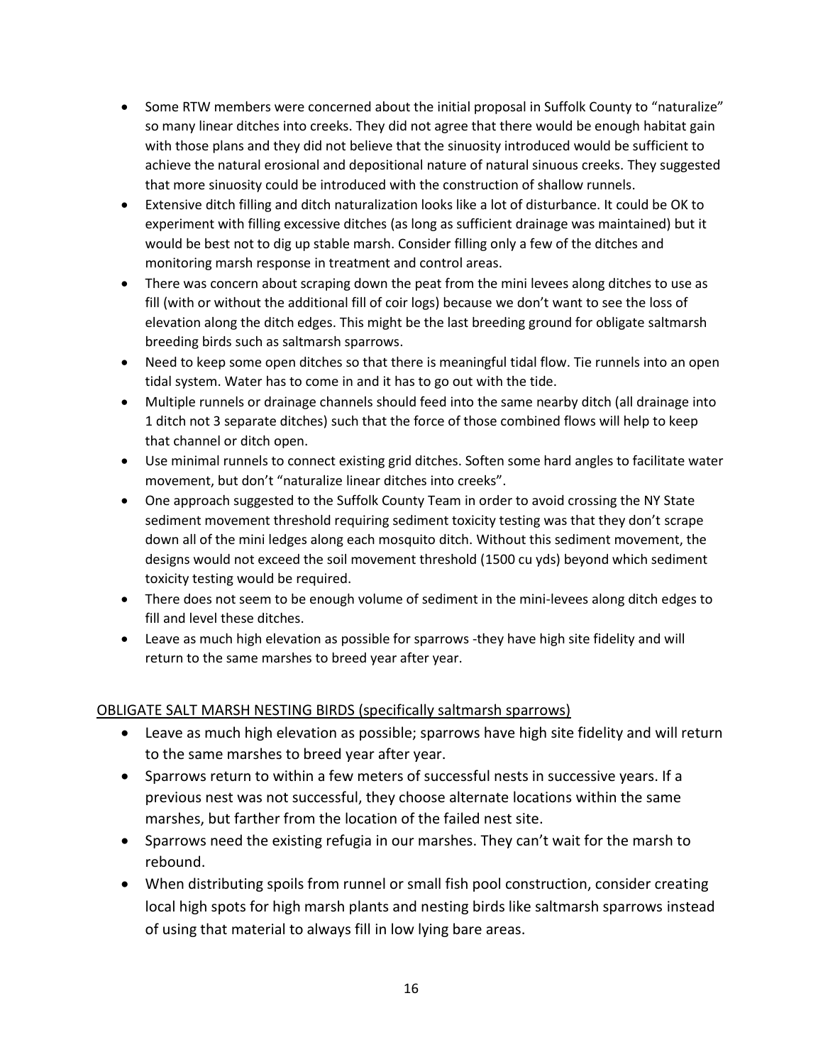- Some RTW members were concerned about the initial proposal in Suffolk County to "naturalize" so many linear ditches into creeks. They did not agree that there would be enough habitat gain with those plans and they did not believe that the sinuosity introduced would be sufficient to achieve the natural erosional and depositional nature of natural sinuous creeks. They suggested that more sinuosity could be introduced with the construction of shallow runnels.
- Extensive ditch filling and ditch naturalization looks like a lot of disturbance. It could be OK to experiment with filling excessive ditches (as long as sufficient drainage was maintained) but it would be best not to dig up stable marsh. Consider filling only a few of the ditches and monitoring marsh response in treatment and control areas.
- There was concern about scraping down the peat from the mini levees along ditches to use as fill (with or without the additional fill of coir logs) because we don't want to see the loss of elevation along the ditch edges. This might be the last breeding ground for obligate saltmarsh breeding birds such as saltmarsh sparrows.
- Need to keep some open ditches so that there is meaningful tidal flow. Tie runnels into an open tidal system. Water has to come in and it has to go out with the tide.
- Multiple runnels or drainage channels should feed into the same nearby ditch (all drainage into 1 ditch not 3 separate ditches) such that the force of those combined flows will help to keep that channel or ditch open.
- Use minimal runnels to connect existing grid ditches. Soften some hard angles to facilitate water movement, but don't "naturalize linear ditches into creeks".
- One approach suggested to the Suffolk County Team in order to avoid crossing the NY State sediment movement threshold requiring sediment toxicity testing was that they don't scrape down all of the mini ledges along each mosquito ditch. Without this sediment movement, the designs would not exceed the soil movement threshold (1500 cu yds) beyond which sediment toxicity testing would be required.
- There does not seem to be enough volume of sediment in the mini-levees along ditch edges to fill and level these ditches.
- Leave as much high elevation as possible for sparrows -they have high site fidelity and will return to the same marshes to breed year after year.

OBLIGATE SALT MARSH NESTING BIRDS (specifically saltmarsh sparrows)

- Leave as much high elevation as possible; sparrows have high site fidelity and will return to the same marshes to breed year after year.
- Sparrows return to within a few meters of successful nests in successive years. If a previous nest was not successful, they choose alternate locations within the same marshes, but farther from the location of the failed nest site.
- Sparrows need the existing refugia in our marshes. They can't wait for the marsh to rebound.
- When distributing spoils from runnel or small fish pool construction, consider creating local high spots for high marsh plants and nesting birds like saltmarsh sparrows instead of using that material to always fill in low lying bare areas.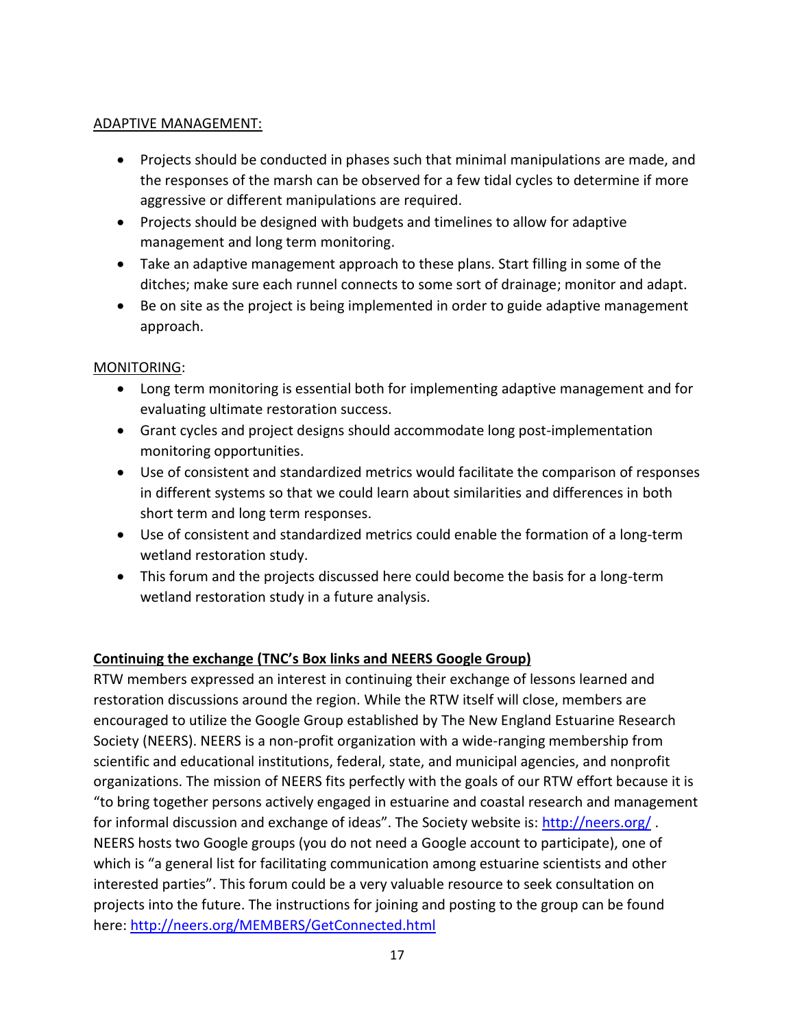ADAPTIVE MANAGEMENT:

- Projects should be conducted in phases such that minimal manipulations are made, and the responses of the marsh can be observed for a few tidal cycles to determine if more aggressive or different manipulations are required.
- Projects should be designed with budgets and timelines to allow for adaptive management and long term monitoring.
- Take an adaptive management approach to these plans. Start filling in some of the ditches; make sure each runnel connects to some sort of drainage; monitor and adapt.
- Be on site as the project is being implemented in order to guide adaptive management approach.

MONITORING:

- Long term monitoring is essential both for implementing adaptive management and for evaluating ultimate restoration success.
- Grant cycles and project designs should accommodate long post-implementation monitoring opportunities.
- Use of consistent and standardized metrics would facilitate the comparison of responses in different systems so that we could learn about similarities and differences in both short term and long term responses.
- Use of consistent and standardized metrics could enable the formation of a long-term wetland restoration study.
- This forum and the projects discussed here could become the basis for a long-term wetland restoration study in a future analysis.

**Continuing the exchange (TNC's Box links and NEERS Google Group)**

RTW members expressed an interest in continuing their exchange of lessons learned and restoration discussions around the region. While the RTW itself will close, members are encouraged to utilize the Google Group established by The New England Estuarine Research Society (NEERS). NEERS is a non-profit organization with a wide-ranging membership from scientific and educational institutions, federal, state, and municipal agencies, and nonprofit organizations. The mission of NEERS fits perfectly with the goals of our RTW effort because it is "to bring together persons actively engaged in estuarine and coastal research and management for informal discussion and exchange of ideas". The Society website is: http://neers.org/ . NEERS hosts two Google groups (you do not need a Google account to participate), one of which is "a general list for facilitating communication among estuarine scientists and other interested parties". This forum could be a very valuable resource to seek consultation on projects into the future. The instructions for joining and posting to the group can be found here: http://neers.org/MEMBERS/GetConnected.html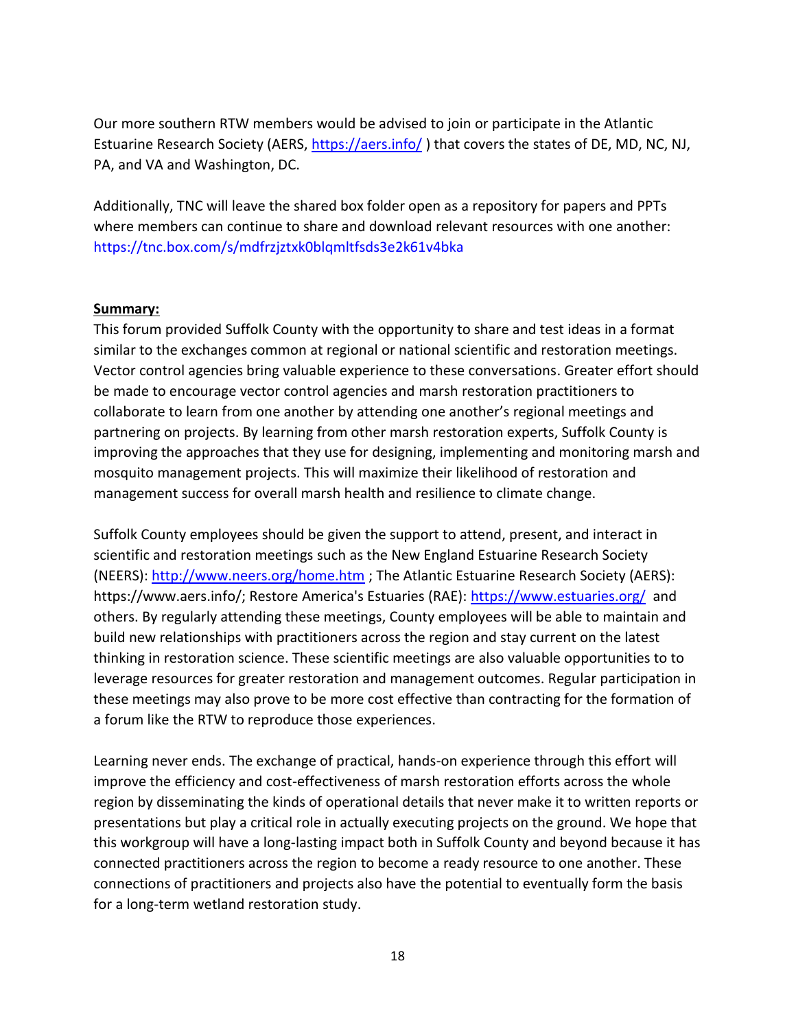Our more southern RTW members would be advised to join or participate in the Atlantic Estuarine Research Society (AERS, https://aers.info/ ) that covers the states of DE, MD, NC, NJ, PA, and VA and Washington, DC.

Additionally, TNC will leave the shared box folder open as a repository for papers and PPTs where members can continue to share and download relevant resources with one another: https://tnc.box.com/s/mdfrzjztxk0blqmltfsds3e2k61v4bka

**Summary:**

This forum provided Suffolk County with the opportunity to share and test ideas in a format similar to the exchanges common at regional or national scientific and restoration meetings. Vector control agencies bring valuable experience to these conversations. Greater effort should be made to encourage vector control agencies and marsh restoration practitioners to collaborate to learn from one another by attending one another's regional meetings and partnering on projects. By learning from other marsh restoration experts, Suffolk County is improving the approaches that they use for designing, implementing and monitoring marsh and mosquito management projects. This will maximize their likelihood of restoration and management success for overall marsh health and resilience to climate change.

Suffolk County employees should be given the support to attend, present, and interact in scientific and restoration meetings such as the New England Estuarine Research Society (NEERS): http://www.neers.org/home.htm ; The Atlantic Estuarine Research Society (AERS): https://www.aers.info/; Restore America's Estuaries (RAE): https://www.estuaries.org/ and others. By regularly attending these meetings, County employees will be able to maintain and build new relationships with practitioners across the region and stay current on the latest thinking in restoration science. These scientific meetings are also valuable opportunities to to leverage resources for greater restoration and management outcomes. Regular participation in these meetings may also prove to be more cost effective than contracting for the formation of a forum like the RTW to reproduce those experiences.

Learning never ends. The exchange of practical, hands-on experience through this effort will improve the efficiency and cost-effectiveness of marsh restoration efforts across the whole region by disseminating the kinds of operational details that never make it to written reports or presentations but play a critical role in actually executing projects on the ground. We hope that this workgroup will have a long-lasting impact both in Suffolk County and beyond because it has connected practitioners across the region to become a ready resource to one another. These connections of practitioners and projects also have the potential to eventually form the basis for a long-term wetland restoration study.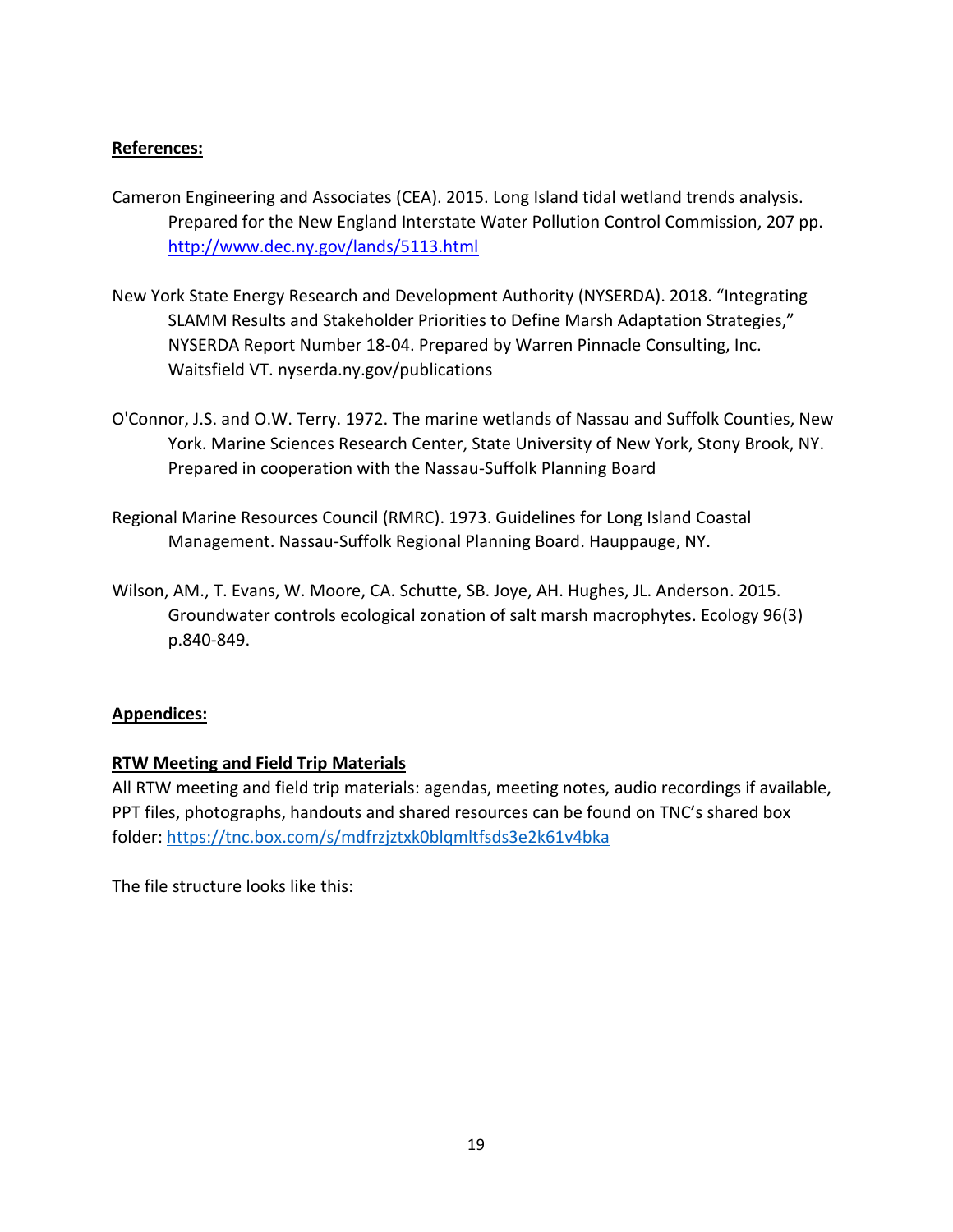**References:**

Cameron Engineering and Associates (CEA). 2015. Long Island tidal wetland trends analysis. Prepared for the New England Interstate Water Pollution Control Commission, 207 pp. http://www.dec.ny.gov/lands/5113.html

New York State Energy Research and Development Authority (NYSERDA). 2018. "Integrating SLAMM Results and Stakeholder Priorities to Define Marsh Adaptation Strategies," NYSERDA Report Number 18-04. Prepared by Warren Pinnacle Consulting, Inc. Waitsfield VT. nyserda.ny.gov/publications

O'Connor, J.S. and O.W. Terry. 1972. The marine wetlands of Nassau and Suffolk Counties, New York. Marine Sciences Research Center, State University of New York, Stony Brook, NY. Prepared in cooperation with the Nassau-Suffolk Planning Board

Regional Marine Resources Council (RMRC). 1973. Guidelines for Long Island Coastal Management. Nassau-Suffolk Regional Planning Board. Hauppauge, NY.

Wilson, AM., T. Evans, W. Moore, CA. Schutte, SB. Joye, AH. Hughes, JL. Anderson. 2015. Groundwater controls ecological zonation of salt marsh macrophytes. Ecology 96(3) p.840-849.

**Appendices:**

**RTW Meeting and Field Trip Materials**

All RTW meeting and field trip materials: agendas, meeting notes, audio recordings if available, PPT files, photographs, handouts and shared resources can be found on TNC's shared box folder: https://tnc.box.com/s/mdfrzjztxk0blqmltfsds3e2k61v4bka

The file structure looks like this: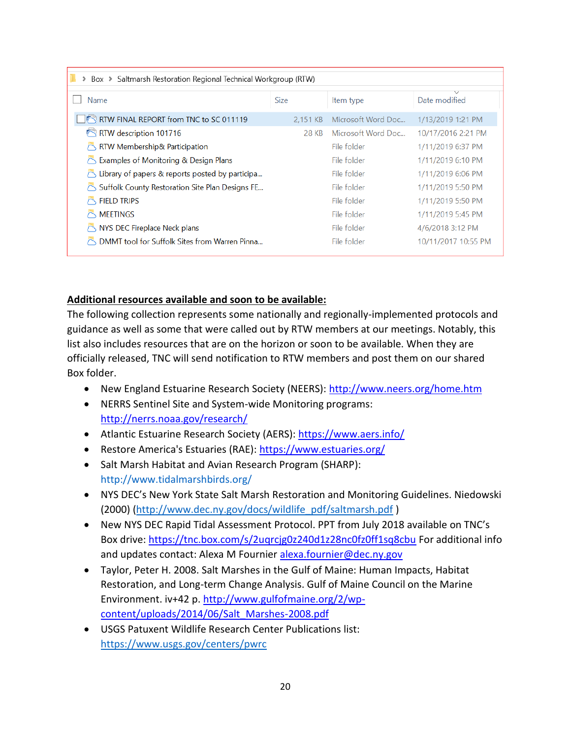Box > Saltmarsh Restoration Regional Technical Workgroup (RTW)

| Name | Size | Item type | Date modified |
|---|---|---|---|
| RTW FINAL REPORT from TNC to SC 011119 | 2,151 KB | Microsoft Word Doc... | 1/13/2019 1:21 PM |
| RTW description 101716 | 28 KB | Microsoft Word Doc... | 10/17/2016 2:21 PM |
| RTW Membership& Participation | | File folder | 1/11/2019 6:37 PM |
| Examples of Monitoring & Design Plans | | File folder | 1/11/2019 6:10 PM |
| Library of papers & reports posted by participa... | | File folder | 1/11/2019 6:06 PM |
| Suffolk County Restoration Site Plan Designs FE... | | File folder | 1/11/2019 5:50 PM |
| FIELD TRIPS | | File folder | 1/11/2019 5:50 PM |
| MEETINGS | | File folder | 1/11/2019 5:45 PM |
| NYS DEC Fireplace Neck plans | | File folder | 4/6/2018 3:12 PM |
| DMMT tool for Suffolk Sites from Warren Pinna... | | File folder | 10/11/2017 10:55 PM |

**Additional resources available and soon to be available:**

The following collection represents some nationally and regionally-implemented protocols and guidance as well as some that were called out by RTW members at our meetings. Notably, this list also includes resources that are on the horizon or soon to be available. When they are officially released, TNC will send notification to RTW members and post them on our shared Box folder.

- New England Estuarine Research Society (NEERS): http://www.neers.org/home.htm
- NERRS Sentinel Site and System-wide Monitoring programs: http://nerrs.noaa.gov/research/
- Atlantic Estuarine Research Society (AERS): https://www.aers.info/
- Restore America's Estuaries (RAE): https://www.estuaries.org/
- Salt Marsh Habitat and Avian Research Program (SHARP): http://www.tidalmarshbirds.org/
- NYS DEC's New York State Salt Marsh Restoration and Monitoring Guidelines. Niedowski (2000) (http://www.dec.ny.gov/docs/wildlife_pdf/saltmarsh.pdf )
- New NYS DEC Rapid Tidal Assessment Protocol. PPT from July 2018 available on TNC's Box drive: https://tnc.box.com/s/2uqrcjg0z240d1z28nc0fz0ff1sq8cbu For additional info and updates contact: Alexa M Fournier alexa.fournier@dec.ny.gov
- Taylor, Peter H. 2008. Salt Marshes in the Gulf of Maine: Human Impacts, Habitat Restoration, and Long-term Change Analysis. Gulf of Maine Council on the Marine Environment. iv+42 p. http://www.gulfofmaine.org/2/wp-content/uploads/2014/06/Salt_Marshes-2008.pdf
- USGS Patuxent Wildlife Research Center Publications list: https://www.usgs.gov/centers/pwrc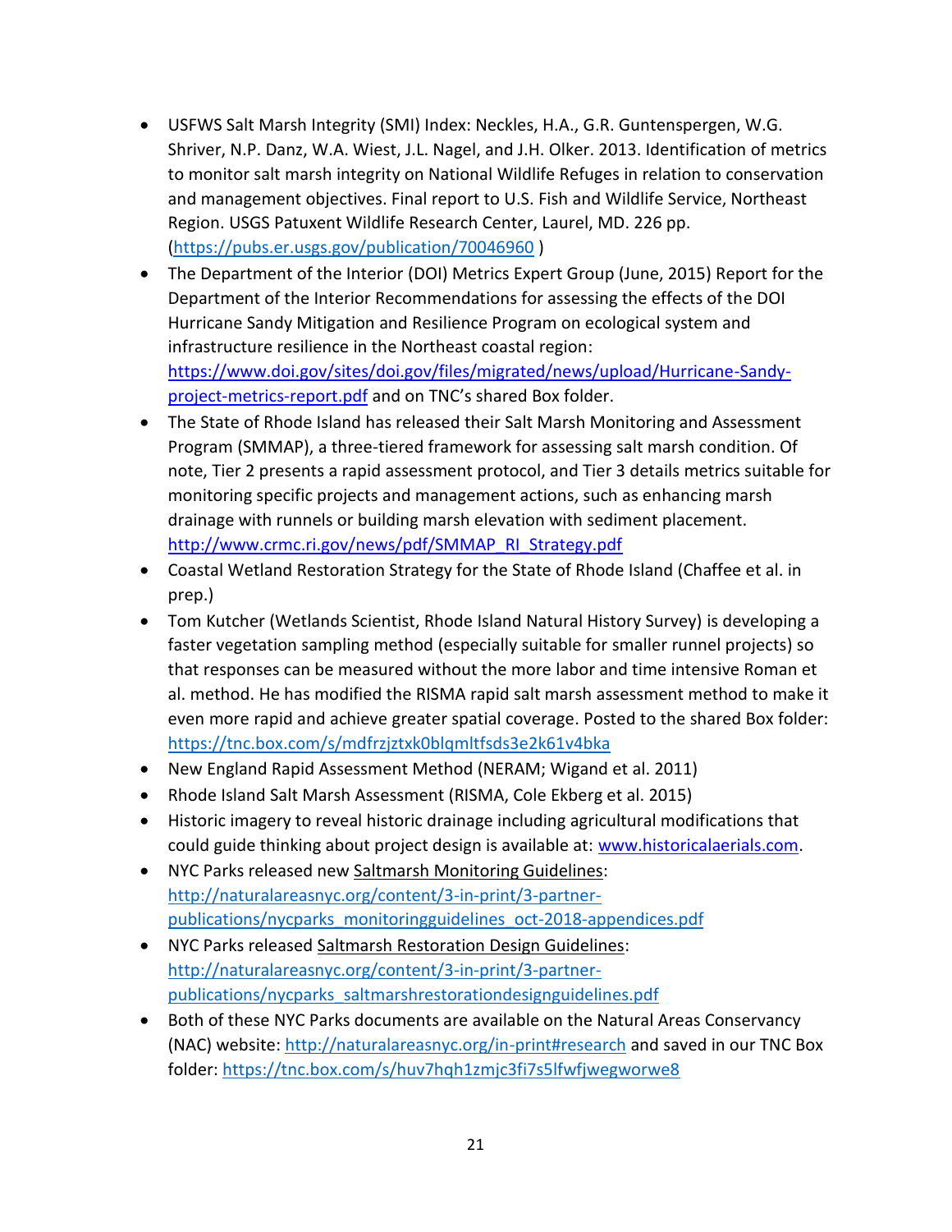- USFWS Salt Marsh Integrity (SMI) Index: Neckles, H.A., G.R. Guntenspergen, W.G. Shriver, N.P. Danz, W.A. Wiest, J.L. Nagel, and J.H. Olker. 2013. Identification of metrics to monitor salt marsh integrity on National Wildlife Refuges in relation to conservation and management objectives. Final report to U.S. Fish and Wildlife Service, Northeast Region. USGS Patuxent Wildlife Research Center, Laurel, MD. 226 pp. (https://pubs.er.usgs.gov/publication/70046960 )
- The Department of the Interior (DOI) Metrics Expert Group (June, 2015) Report for the Department of the Interior Recommendations for assessing the effects of the DOI Hurricane Sandy Mitigation and Resilience Program on ecological system and infrastructure resilience in the Northeast coastal region: https://www.doi.gov/sites/doi.gov/files/migrated/news/upload/Hurricane-Sandy-project-metrics-report.pdf and on TNC's shared Box folder.
- The State of Rhode Island has released their Salt Marsh Monitoring and Assessment Program (SMMAP), a three-tiered framework for assessing salt marsh condition. Of note, Tier 2 presents a rapid assessment protocol, and Tier 3 details metrics suitable for monitoring specific projects and management actions, such as enhancing marsh drainage with runnels or building marsh elevation with sediment placement. http://www.crmc.ri.gov/news/pdf/SMMAP_RI_Strategy.pdf
- Coastal Wetland Restoration Strategy for the State of Rhode Island (Chaffee et al. in prep.)
- Tom Kutcher (Wetlands Scientist, Rhode Island Natural History Survey) is developing a faster vegetation sampling method (especially suitable for smaller runnel projects) so that responses can be measured without the more labor and time intensive Roman et al. method. He has modified the RISMA rapid salt marsh assessment method to make it even more rapid and achieve greater spatial coverage. Posted to the shared Box folder: https://tnc.box.com/s/mdfrzjztxk0blqmltfsds3e2k61v4bka
- New England Rapid Assessment Method (NERAM; Wigand et al. 2011)
- Rhode Island Salt Marsh Assessment (RISMA, Cole Ekberg et al. 2015)
- Historic imagery to reveal historic drainage including agricultural modifications that could guide thinking about project design is available at: www.historicalaerials.com.
- NYC Parks released new Saltmarsh Monitoring Guidelines: http://naturalareasnyc.org/content/3-in-print/3-partner-publications/nycparks_monitoringguidelines_oct-2018-appendices.pdf
- NYC Parks released Saltmarsh Restoration Design Guidelines: http://naturalareasnyc.org/content/3-in-print/3-partner-publications/nycparks_saltmarshrestorationdesignguidelines.pdf
- Both of these NYC Parks documents are available on the Natural Areas Conservancy (NAC) website: http://naturalareasnyc.org/in-print#research and saved in our TNC Box folder: https://tnc.box.com/s/huv7hqh1zmjc3fi7s5lfwfjwegworwe8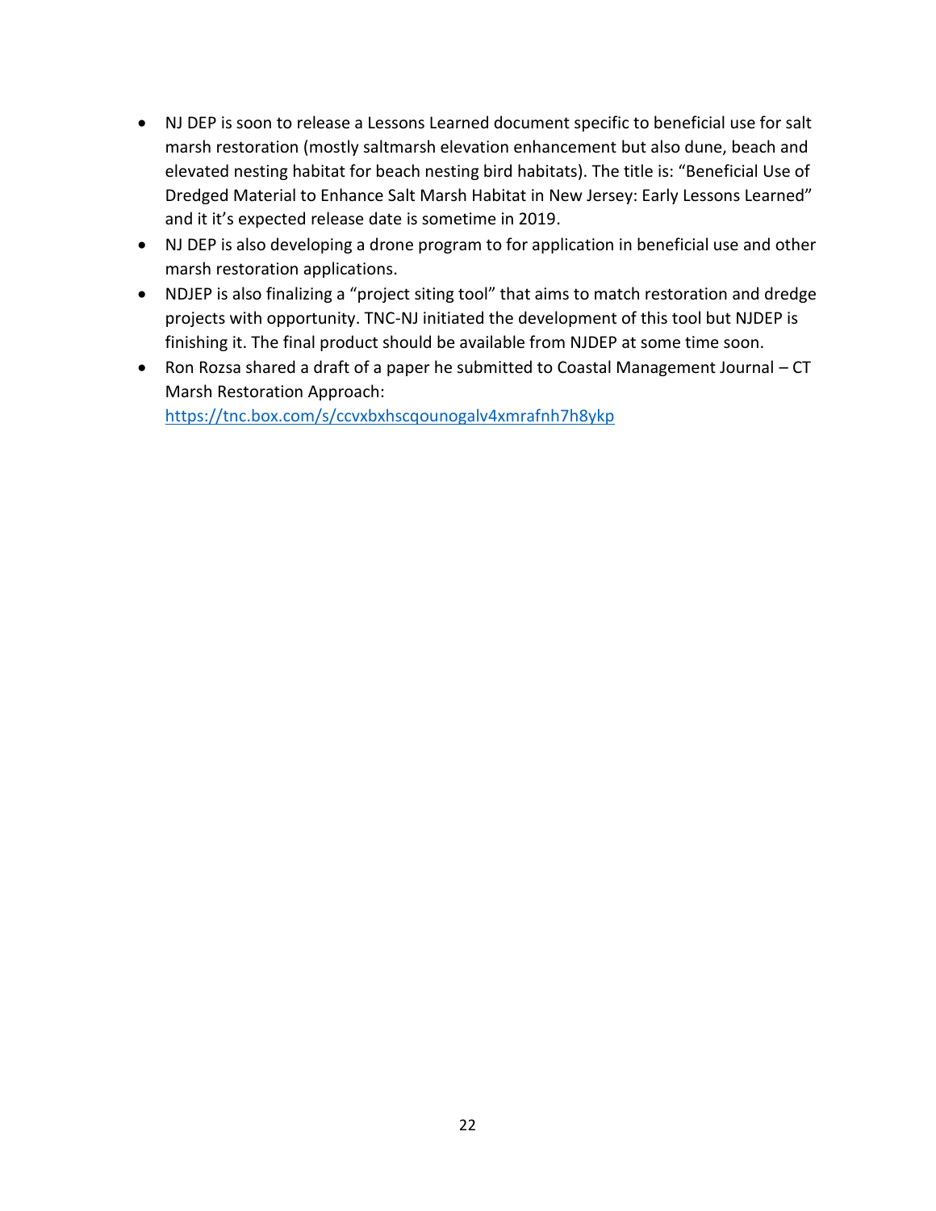- NJ DEP is soon to release a Lessons Learned document specific to beneficial use for salt marsh restoration (mostly saltmarsh elevation enhancement but also dune, beach and elevated nesting habitat for beach nesting bird habitats). The title is: "Beneficial Use of Dredged Material to Enhance Salt Marsh Habitat in New Jersey: Early Lessons Learned" and it it's expected release date is sometime in 2019.
- NJ DEP is also developing a drone program to for application in beneficial use and other marsh restoration applications.
- NDJEP is also finalizing a "project siting tool" that aims to match restoration and dredge projects with opportunity. TNC-NJ initiated the development of this tool but NJDEP is finishing it. The final product should be available from NJDEP at some time soon.
- Ron Rozsa shared a draft of a paper he submitted to Coastal Management Journal – CT Marsh Restoration Approach: https://tnc.box.com/s/ccvxbxhscqounogalv4xmrafnh7h8ykp